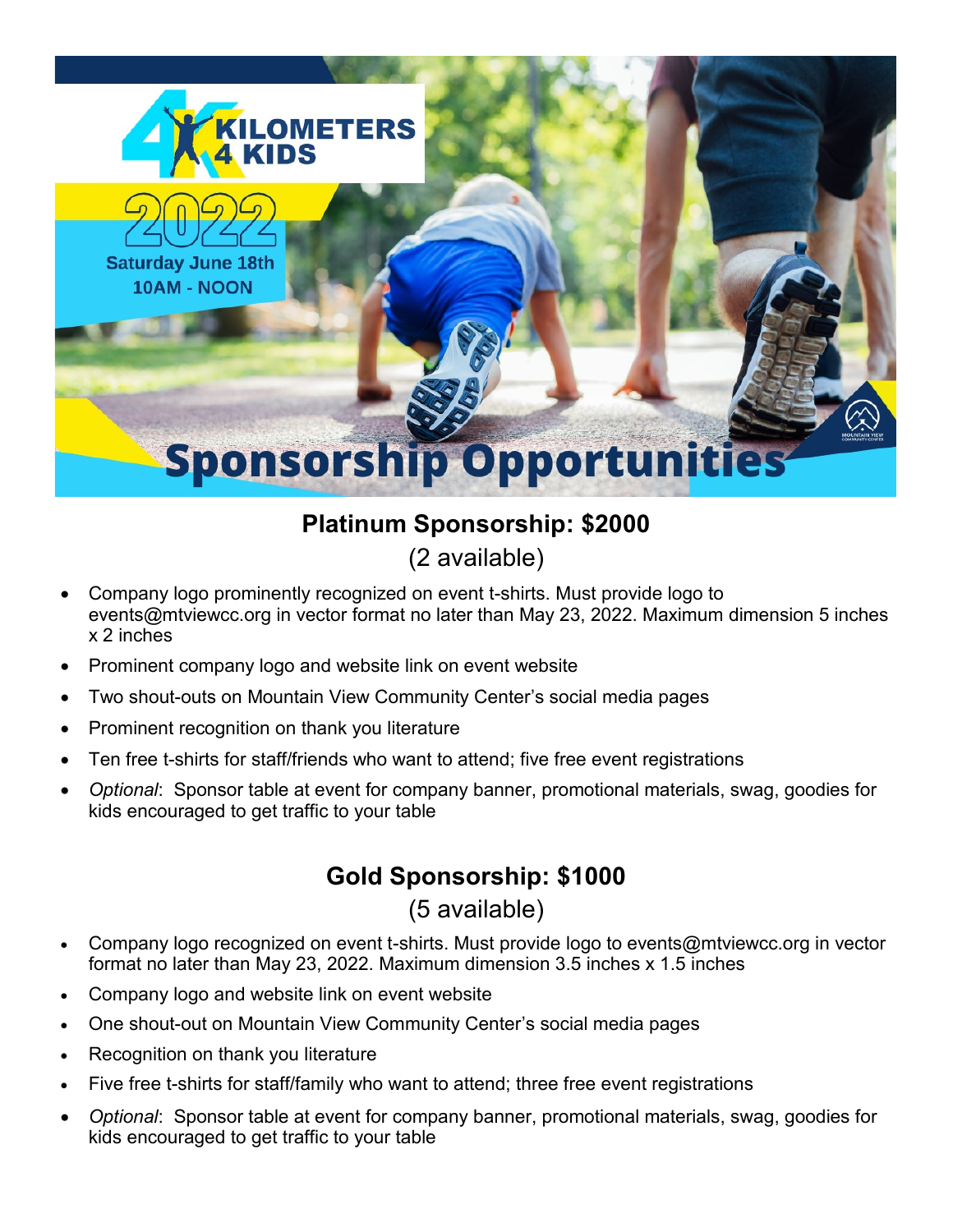# KILOMETERS 4 KIDS

## 2022

Saturday June 18th
10AM - NOON

# Sponsorship Opportunities

## Platinum Sponsorship: $2000

(2 available)

- Company logo prominently recognized on event t-shirts. Must provide logo to events@mtviewcc.org in vector format no later than May 23, 2022. Maximum dimension 5 inches x 2 inches
- Prominent company logo and website link on event website
- Two shout-outs on Mountain View Community Center's social media pages
- Prominent recognition on thank you literature
- Ten free t-shirts for staff/friends who want to attend; five free event registrations
- *Optional*: Sponsor table at event for company banner, promotional materials, swag, goodies for kids encouraged to get traffic to your table

## Gold Sponsorship: $1000

(5 available)

- Company logo recognized on event t-shirts. Must provide logo to events@mtviewcc.org in vector format no later than May 23, 2022. Maximum dimension 3.5 inches x 1.5 inches
- Company logo and website link on event website
- One shout-out on Mountain View Community Center's social media pages
- Recognition on thank you literature
- Five free t-shirts for staff/family who want to attend; three free event registrations
- *Optional*: Sponsor table at event for company banner, promotional materials, swag, goodies for kids encouraged to get traffic to your table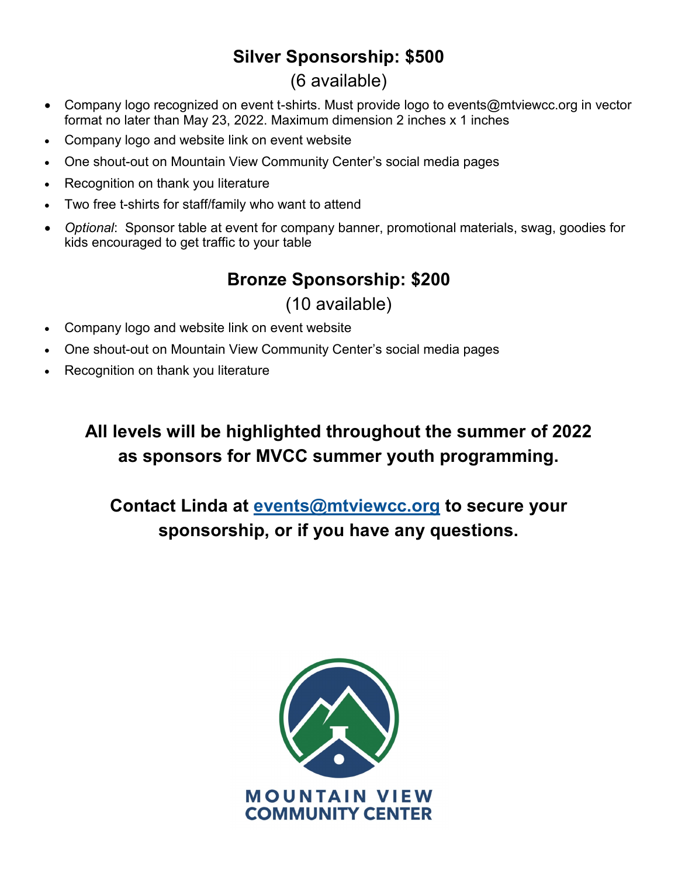## Silver Sponsorship: $500

(6 available)

- Company logo recognized on event t-shirts. Must provide logo to events@mtviewcc.org in vector format no later than May 23, 2022. Maximum dimension 2 inches x 1 inches
- Company logo and website link on event website
- One shout-out on Mountain View Community Center's social media pages
- Recognition on thank you literature
- Two free t-shirts for staff/family who want to attend
- *Optional*: Sponsor table at event for company banner, promotional materials, swag, goodies for kids encouraged to get traffic to your table

## Bronze Sponsorship: $200

(10 available)

- Company logo and website link on event website
- One shout-out on Mountain View Community Center's social media pages
- Recognition on thank you literature

**All levels will be highlighted throughout the summer of 2022 as sponsors for MVCC summer youth programming.**

**Contact Linda at events@mtviewcc.org to secure your sponsorship, or if you have any questions.**

MOUNTAIN VIEW
COMMUNITY CENTER